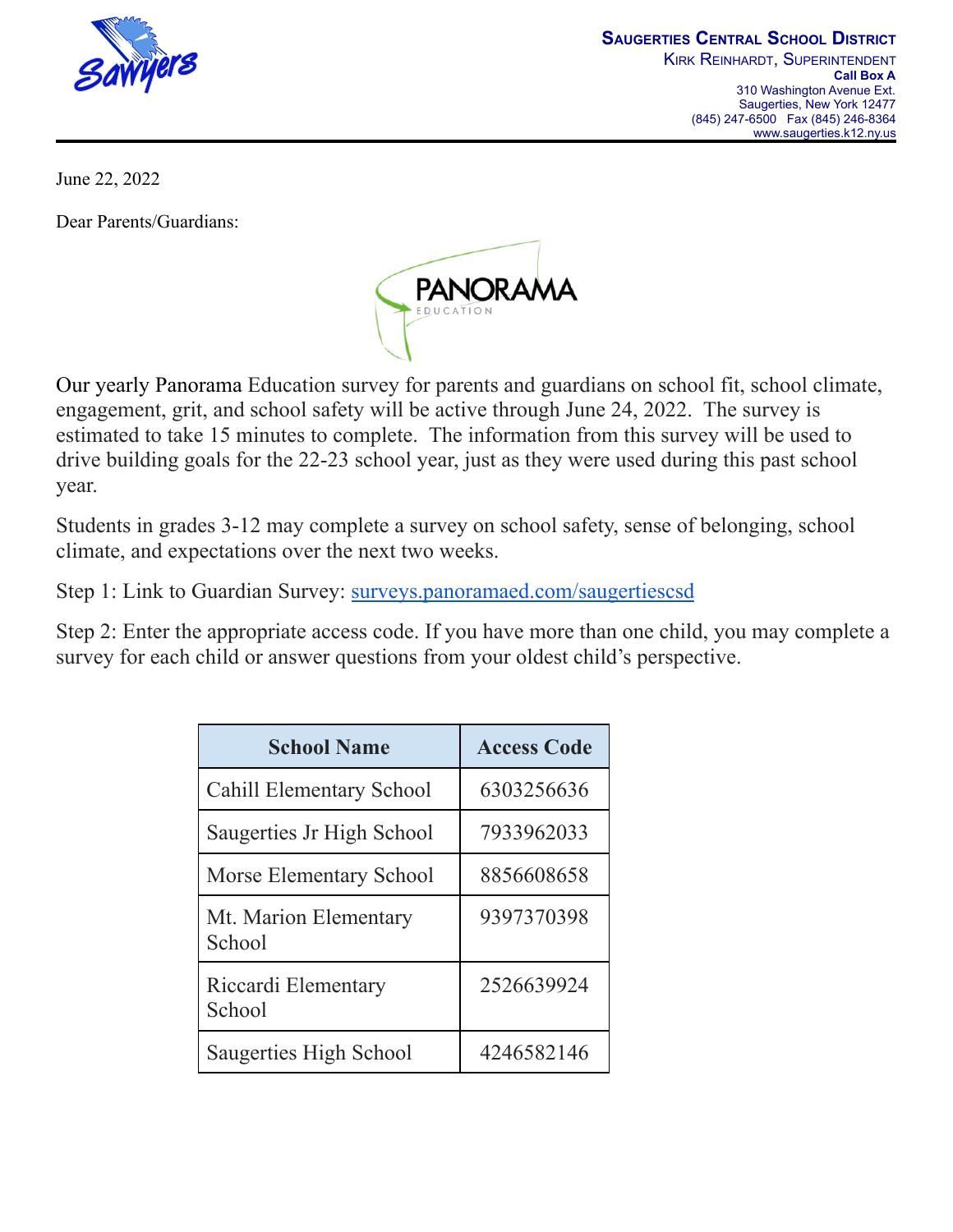**SAUGERTIES CENTRAL SCHOOL DISTRICT**
KIRK REINHARDT, SUPERINTENDENT
**Call Box A**
310 Washington Avenue Ext.
Saugerties, New York 12477
(845) 247-6500 Fax (845) 246-8364
www.saugerties.k12.ny.us

June 22, 2022

Dear Parents/Guardians:

Our yearly Panorama Education survey for parents and guardians on school fit, school climate, engagement, grit, and school safety will be active through June 24, 2022. The survey is estimated to take 15 minutes to complete. The information from this survey will be used to drive building goals for the 22-23 school year, just as they were used during this past school year.

Students in grades 3-12 may complete a survey on school safety, sense of belonging, school climate, and expectations over the next two weeks.

Step 1: Link to Guardian Survey: [surveys.panoramaed.com/saugertiescsd](surveys.panoramaed.com/saugertiescsd)

Step 2: Enter the appropriate access code. If you have more than one child, you may complete a survey for each child or answer questions from your oldest child's perspective.

| School Name | Access Code |
|---|---|
| Cahill Elementary School | 6303256636 |
| Saugerties Jr High School | 7933962033 |
| Morse Elementary School | 8856608658 |
| Mt. Marion Elementary School | 9397370398 |
| Riccardi Elementary School | 2526639924 |
| Saugerties High School | 4246582146 |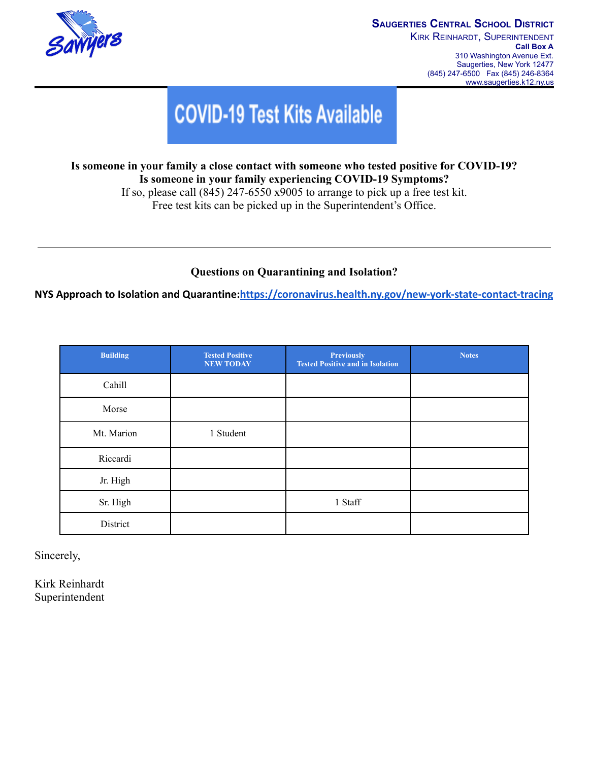**Saugerties Central School District**
Kirk Reinhardt, Superintendent
**Call Box A**
310 Washington Avenue Ext.
Saugerties, New York 12477
(845) 247-6500 Fax (845) 246-8364
www.saugerties.k12.ny.us

# COVID-19 Test Kits Available

**Is someone in your family a close contact with someone who tested positive for COVID-19?**
**Is someone in your family experiencing COVID-19 Symptoms?**
If so, please call (845) 247-6550 x9005 to arrange to pick up a free test kit.
Free test kits can be picked up in the Superintendent's Office.

---

**Questions on Quarantining and Isolation?**

**NYS Approach to Isolation and Quarantine:**[https://coronavirus.health.ny.gov/new-york-state-contact-tracing](https://coronavirus.health.ny.gov/new-york-state-contact-tracing)

| Building | Tested Positive NEW TODAY | Previously Tested Positive and in Isolation | Notes |
|---|---|---|---|
| Cahill | | | |
| Morse | | | |
| Mt. Marion | 1 Student | | |
| Riccardi | | | |
| Jr. High | | | |
| Sr. High | | 1 Staff | |
| District | | | |

Sincerely,

Kirk Reinhardt
Superintendent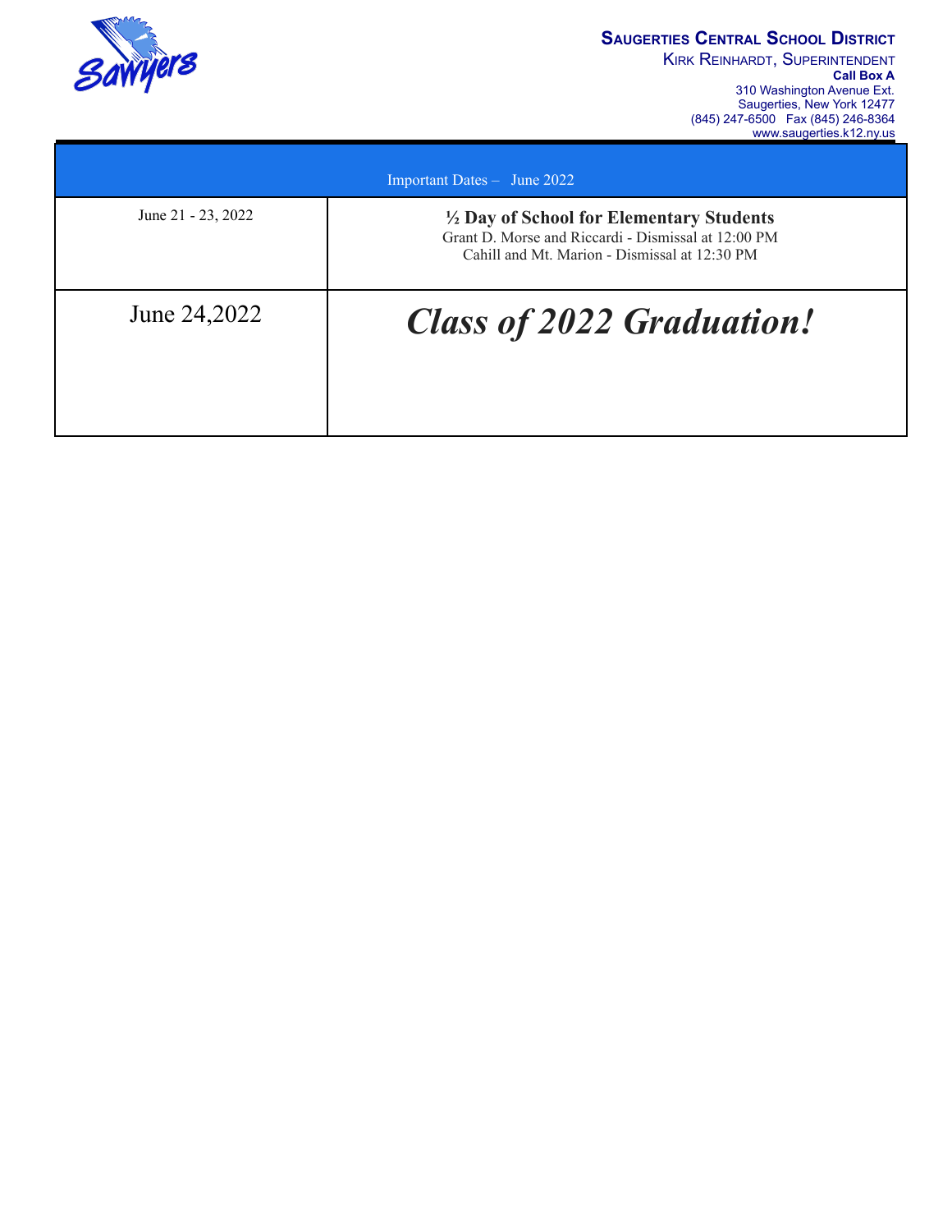**Saugerties Central School District**
Kirk Reinhardt, Superintendent
**Call Box A**
310 Washington Avenue Ext.
Saugerties, New York 12477
(845) 247-6500 Fax (845) 246-8364
www.saugerties.k12.ny.us

| Important Dates – June 2022 | |
|---|---|
| June 21 - 23, 2022 | **½ Day of School for Elementary Students**<br>Grant D. Morse and Riccardi - Dismissal at 12:00 PM<br>Cahill and Mt. Marion - Dismissal at 12:30 PM |
| June 24,2022 | ***Class of 2022 Graduation!*** |